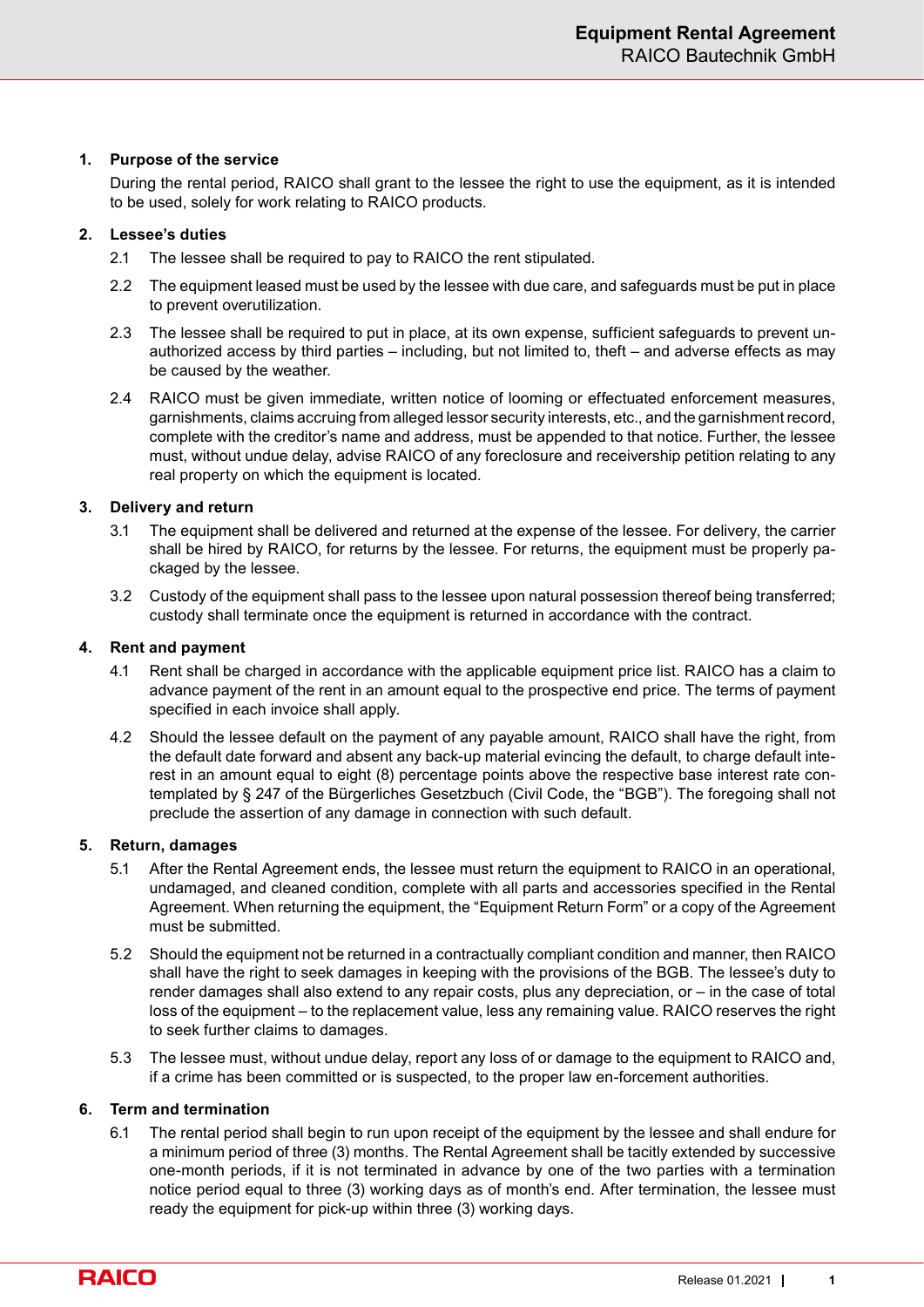# Equipment Rental Agreement

RAICO Bautechnik GmbH

## 1. Purpose of the service

During the rental period, RAICO shall grant to the lessee the right to use the equipment, as it is intended to be used, solely for work relating to RAICO products.

## 2. Lessee's duties

2.1 The lessee shall be required to pay to RAICO the rent stipulated.

2.2 The equipment leased must be used by the lessee with due care, and safeguards must be put in place to prevent overutilization.

2.3 The lessee shall be required to put in place, at its own expense, sufficient safeguards to prevent unauthorized access by third parties – including, but not limited to, theft – and adverse effects as may be caused by the weather.

2.4 RAICO must be given immediate, written notice of looming or effectuated enforcement measures, garnishments, claims accruing from alleged lessor security interests, etc., and the garnishment record, complete with the creditor's name and address, must be appended to that notice. Further, the lessee must, without undue delay, advise RAICO of any foreclosure and receivership petition relating to any real property on which the equipment is located.

## 3. Delivery and return

3.1 The equipment shall be delivered and returned at the expense of the lessee. For delivery, the carrier shall be hired by RAICO, for returns by the lessee. For returns, the equipment must be properly packaged by the lessee.

3.2 Custody of the equipment shall pass to the lessee upon natural possession thereof being transferred; custody shall terminate once the equipment is returned in accordance with the contract.

## 4. Rent and payment

4.1 Rent shall be charged in accordance with the applicable equipment price list. RAICO has a claim to advance payment of the rent in an amount equal to the prospective end price. The terms of payment specified in each invoice shall apply.

4.2 Should the lessee default on the payment of any payable amount, RAICO shall have the right, from the default date forward and absent any back-up material evincing the default, to charge default interest in an amount equal to eight (8) percentage points above the respective base interest rate contemplated by § 247 of the Bürgerliches Gesetzbuch (Civil Code, the "BGB"). The foregoing shall not preclude the assertion of any damage in connection with such default.

## 5. Return, damages

5.1 After the Rental Agreement ends, the lessee must return the equipment to RAICO in an operational, undamaged, and cleaned condition, complete with all parts and accessories specified in the Rental Agreement. When returning the equipment, the "Equipment Return Form" or a copy of the Agreement must be submitted.

5.2 Should the equipment not be returned in a contractually compliant condition and manner, then RAICO shall have the right to seek damages in keeping with the provisions of the BGB. The lessee's duty to render damages shall also extend to any repair costs, plus any depreciation, or – in the case of total loss of the equipment – to the replacement value, less any remaining value. RAICO reserves the right to seek further claims to damages.

5.3 The lessee must, without undue delay, report any loss of or damage to the equipment to RAICO and, if a crime has been committed or is suspected, to the proper law en-forcement authorities.

## 6. Term and termination

6.1 The rental period shall begin to run upon receipt of the equipment by the lessee and shall endure for a minimum period of three (3) months. The Rental Agreement shall be tacitly extended by successive one-month periods, if it is not terminated in advance by one of the two parties with a termination notice period equal to three (3) working days as of month's end. After termination, the lessee must ready the equipment for pick-up within three (3) working days.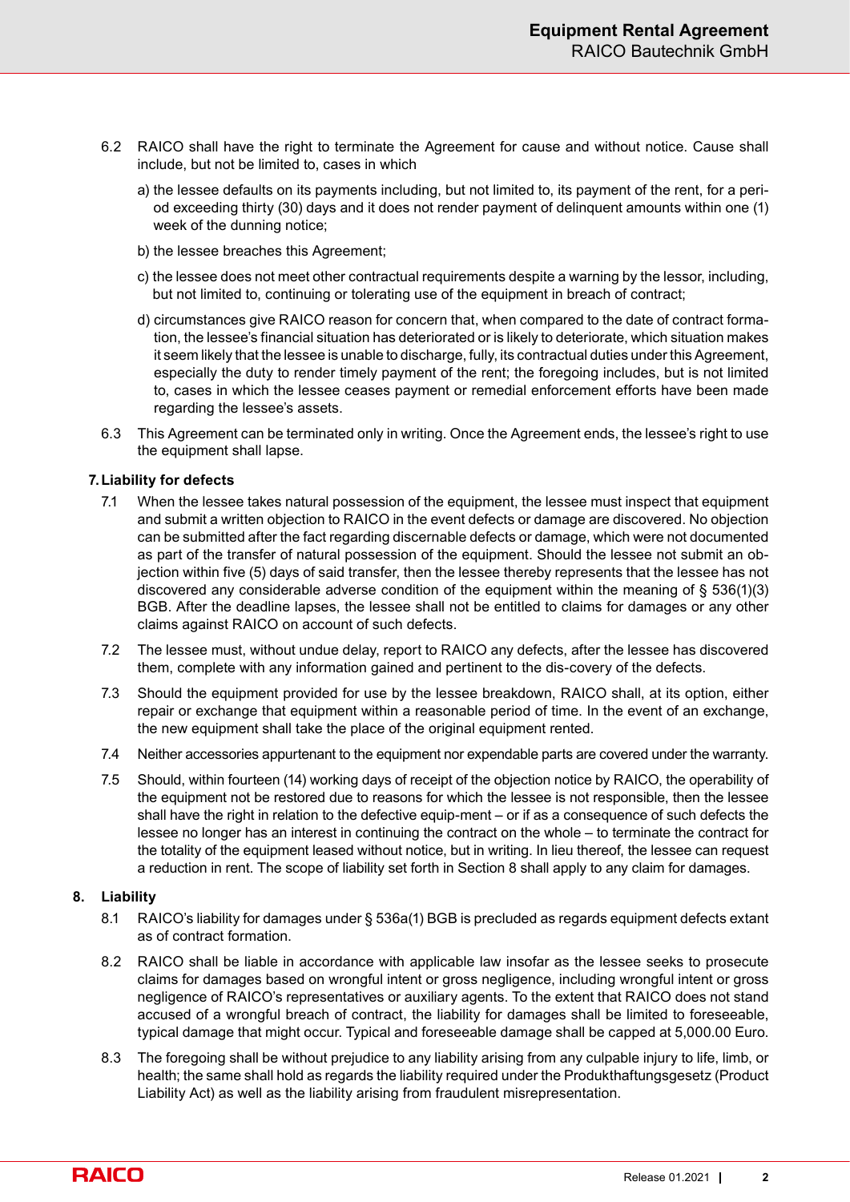6.2 RAICO shall have the right to terminate the Agreement for cause and without notice. Cause shall include, but not be limited to, cases in which

a) the lessee defaults on its payments including, but not limited to, its payment of the rent, for a period exceeding thirty (30) days and it does not render payment of delinquent amounts within one (1) week of the dunning notice;

b) the lessee breaches this Agreement;

c) the lessee does not meet other contractual requirements despite a warning by the lessor, including, but not limited to, continuing or tolerating use of the equipment in breach of contract;

d) circumstances give RAICO reason for concern that, when compared to the date of contract formation, the lessee's financial situation has deteriorated or is likely to deteriorate, which situation makes it seem likely that the lessee is unable to discharge, fully, its contractual duties under this Agreement, especially the duty to render timely payment of the rent; the foregoing includes, but is not limited to, cases in which the lessee ceases payment or remedial enforcement efforts have been made regarding the lessee's assets.

6.3 This Agreement can be terminated only in writing. Once the Agreement ends, the lessee's right to use the equipment shall lapse.

## 7. Liability for defects

7.1 When the lessee takes natural possession of the equipment, the lessee must inspect that equipment and submit a written objection to RAICO in the event defects or damage are discovered. No objection can be submitted after the fact regarding discernable defects or damage, which were not documented as part of the transfer of natural possession of the equipment. Should the lessee not submit an objection within five (5) days of said transfer, then the lessee thereby represents that the lessee has not discovered any considerable adverse condition of the equipment within the meaning of § 536(1)(3) BGB. After the deadline lapses, the lessee shall not be entitled to claims for damages or any other claims against RAICO on account of such defects.

7.2 The lessee must, without undue delay, report to RAICO any defects, after the lessee has discovered them, complete with any information gained and pertinent to the dis-covery of the defects.

7.3 Should the equipment provided for use by the lessee breakdown, RAICO shall, at its option, either repair or exchange that equipment within a reasonable period of time. In the event of an exchange, the new equipment shall take the place of the original equipment rented.

7.4 Neither accessories appurtenant to the equipment nor expendable parts are covered under the warranty.

7.5 Should, within fourteen (14) working days of receipt of the objection notice by RAICO, the operability of the equipment not be restored due to reasons for which the lessee is not responsible, then the lessee shall have the right in relation to the defective equip-ment – or if as a consequence of such defects the lessee no longer has an interest in continuing the contract on the whole – to terminate the contract for the totality of the equipment leased without notice, but in writing. In lieu thereof, the lessee can request a reduction in rent. The scope of liability set forth in Section 8 shall apply to any claim for damages.

## 8. Liability

8.1 RAICO's liability for damages under § 536a(1) BGB is precluded as regards equipment defects extant as of contract formation.

8.2 RAICO shall be liable in accordance with applicable law insofar as the lessee seeks to prosecute claims for damages based on wrongful intent or gross negligence, including wrongful intent or gross negligence of RAICO's representatives or auxiliary agents. To the extent that RAICO does not stand accused of a wrongful breach of contract, the liability for damages shall be limited to foreseeable, typical damage that might occur. Typical and foreseeable damage shall be capped at 5,000.00 Euro.

8.3 The foregoing shall be without prejudice to any liability arising from any culpable injury to life, limb, or health; the same shall hold as regards the liability required under the Produkthaftungsgesetz (Product Liability Act) as well as the liability arising from fraudulent misrepresentation.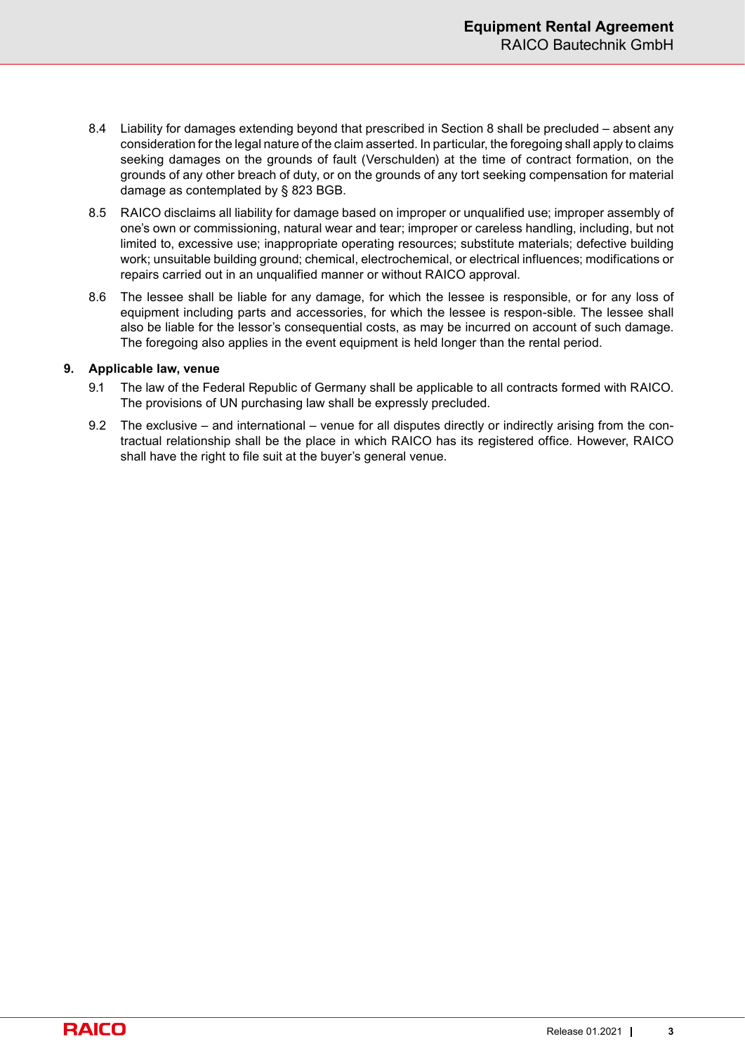8.4 Liability for damages extending beyond that prescribed in Section 8 shall be precluded – absent any consideration for the legal nature of the claim asserted. In particular, the foregoing shall apply to claims seeking damages on the grounds of fault (Verschulden) at the time of contract formation, on the grounds of any other breach of duty, or on the grounds of any tort seeking compensation for material damage as contemplated by § 823 BGB.

8.5 RAICO disclaims all liability for damage based on improper or unqualified use; improper assembly of one's own or commissioning, natural wear and tear; improper or careless handling, including, but not limited to, excessive use; inappropriate operating resources; substitute materials; defective building work; unsuitable building ground; chemical, electrochemical, or electrical influences; modifications or repairs carried out in an unqualified manner or without RAICO approval.

8.6 The lessee shall be liable for any damage, for which the lessee is responsible, or for any loss of equipment including parts and accessories, for which the lessee is respon-sible. The lessee shall also be liable for the lessor's consequential costs, as may be incurred on account of such damage. The foregoing also applies in the event equipment is held longer than the rental period.

## 9. Applicable law, venue

9.1 The law of the Federal Republic of Germany shall be applicable to all contracts formed with RAICO. The provisions of UN purchasing law shall be expressly precluded.

9.2 The exclusive – and international – venue for all disputes directly or indirectly arising from the contractual relationship shall be the place in which RAICO has its registered office. However, RAICO shall have the right to file suit at the buyer's general venue.